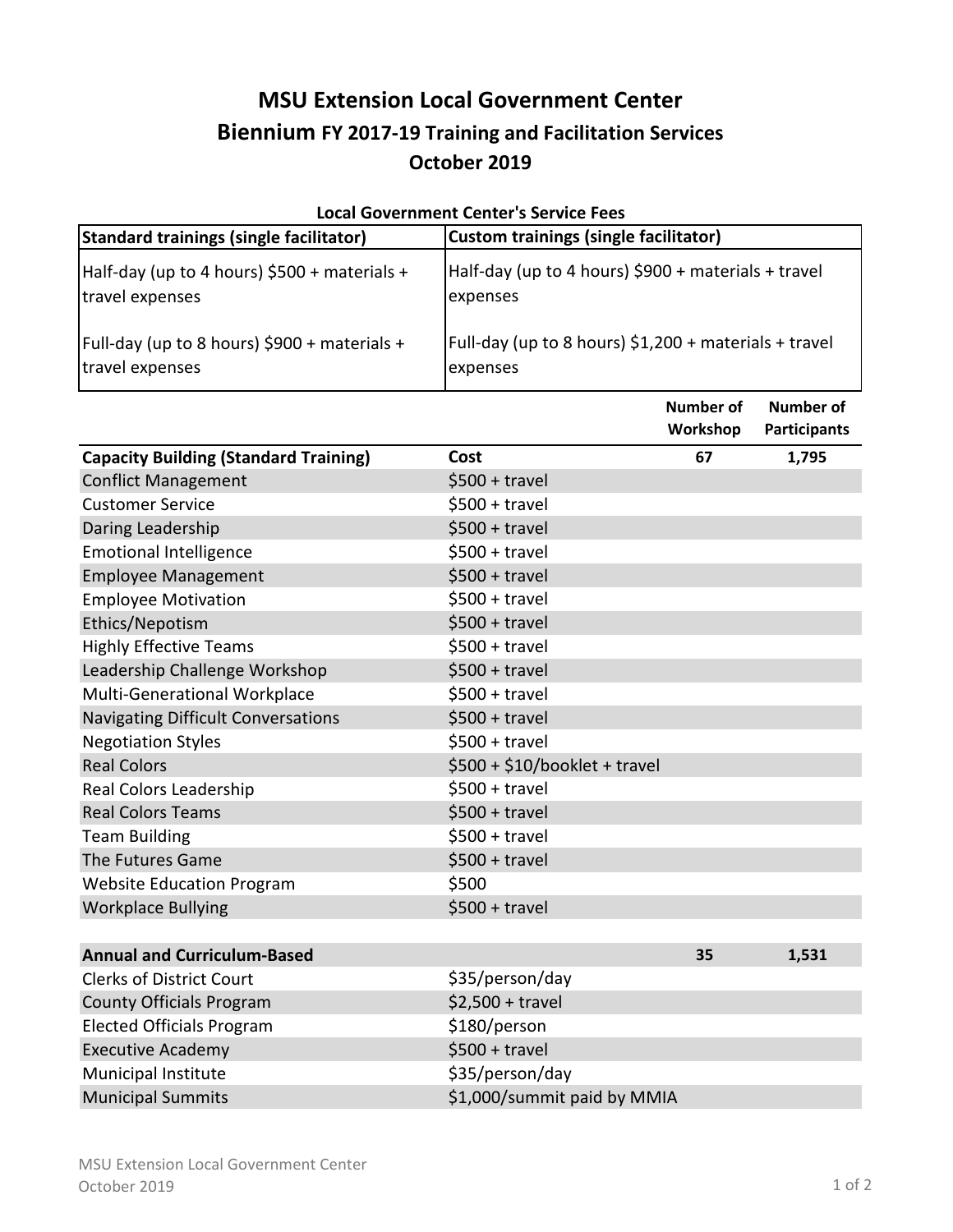# MSU Extension Local Government Center

## Biennium FY 2017-19 Training and Facilitation Services

## October 2019

**Local Government Center's Service Fees**

| Standard trainings (single facilitator) | Custom trainings (single facilitator) |
|---|---|
| Half-day (up to 4 hours) $500 + materials + travel expenses | Half-day (up to 4 hours) $900 + materials + travel expenses |
| Full-day (up to 8 hours) $900 + materials + travel expenses | Full-day (up to 8 hours) $1,200 + materials + travel expenses |

| | | Number of Workshop | Number of Participants |
|---|---|---|---|
| **Capacity Building (Standard Training)** | **Cost** | **67** | **1,795** |
| Conflict Management | $500 + travel | | |
| Customer Service | $500 + travel | | |
| Daring Leadership | $500 + travel | | |
| Emotional Intelligence | $500 + travel | | |
| Employee Management | $500 + travel | | |
| Employee Motivation | $500 + travel | | |
| Ethics/Nepotism | $500 + travel | | |
| Highly Effective Teams | $500 + travel | | |
| Leadership Challenge Workshop | $500 + travel | | |
| Multi-Generational Workplace | $500 + travel | | |
| Navigating Difficult Conversations | $500 + travel | | |
| Negotiation Styles | $500 + travel | | |
| Real Colors | $500 + $10/booklet + travel | | |
| Real Colors Leadership | $500 + travel | | |
| Real Colors Teams | $500 + travel | | |
| Team Building | $500 + travel | | |
| The Futures Game | $500 + travel | | |
| Website Education Program | $500 | | |
| Workplace Bullying | $500 + travel | | |
| | | | |
| **Annual and Curriculum-Based** | | **35** | **1,531** |
| Clerks of District Court | $35/person/day | | |
| County Officials Program | $2,500 + travel | | |
| Elected Officials Program | $180/person | | |
| Executive Academy | $500 + travel | | |
| Municipal Institute | $35/person/day | | |
| Municipal Summits | $1,000/summit paid by MMIA | | |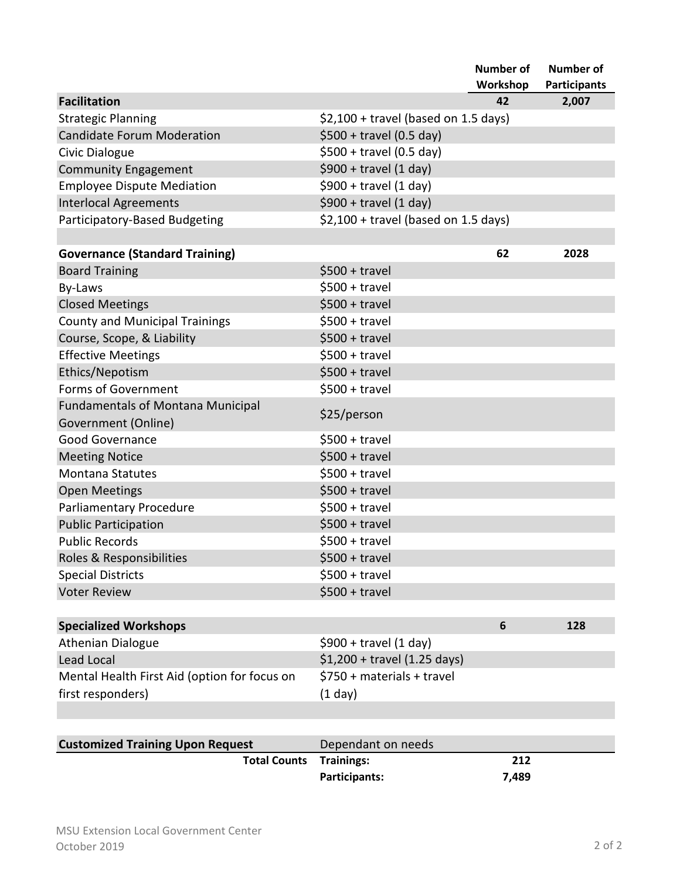| | | Number of Workshop | Number of Participants |
|---|---|---|---|
| **Facilitation** | | **42** | **2,007** |
| Strategic Planning | $2,100 + travel (based on 1.5 days) | | |
| Candidate Forum Moderation | $500 + travel (0.5 day) | | |
| Civic Dialogue | $500 + travel (0.5 day) | | |
| Community Engagement | $900 + travel (1 day) | | |
| Employee Dispute Mediation | $900 + travel (1 day) | | |
| Interlocal Agreements | $900 + travel (1 day) | | |
| Participatory-Based Budgeting | $2,100 + travel (based on 1.5 days) | | |
| | | | |
| **Governance (Standard Training)** | | **62** | **2028** |
| Board Training | $500 + travel | | |
| By-Laws | $500 + travel | | |
| Closed Meetings | $500 + travel | | |
| County and Municipal Trainings | $500 + travel | | |
| Course, Scope, & Liability | $500 + travel | | |
| Effective Meetings | $500 + travel | | |
| Ethics/Nepotism | $500 + travel | | |
| Forms of Government | $500 + travel | | |
| Fundamentals of Montana Municipal Government (Online) | $25/person | | |
| Good Governance | $500 + travel | | |
| Meeting Notice | $500 + travel | | |
| Montana Statutes | $500 + travel | | |
| Open Meetings | $500 + travel | | |
| Parliamentary Procedure | $500 + travel | | |
| Public Participation | $500 + travel | | |
| Public Records | $500 + travel | | |
| Roles & Responsibilities | $500 + travel | | |
| Special Districts | $500 + travel | | |
| Voter Review | $500 + travel | | |
| | | | |
| **Specialized Workshops** | | **6** | **128** |
| Athenian Dialogue | $900 + travel (1 day) | | |
| Lead Local | $1,200 + travel (1.25 days) | | |
| Mental Health First Aid (option for focus on first responders) | $750 + materials + travel (1 day) | | |
| | | | |
| **Customized Training Upon Request** | Dependant on needs | | |
| **Total Counts** | **Trainings:** | **212** | |
| | **Participants:** | **7,489** | |

MSU Extension Local Government Center
October 2019